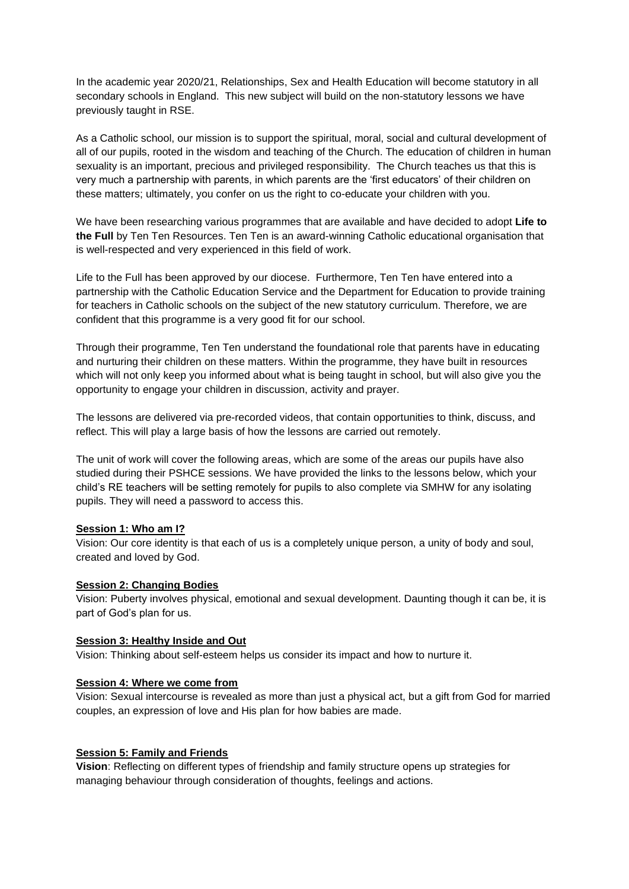In the academic year 2020/21, Relationships, Sex and Health Education will become statutory in all secondary schools in England. This new subject will build on the non-statutory lessons we have previously taught in RSE.

As a Catholic school, our mission is to support the spiritual, moral, social and cultural development of all of our pupils, rooted in the wisdom and teaching of the Church. The education of children in human sexuality is an important, precious and privileged responsibility. The Church teaches us that this is very much a partnership with parents, in which parents are the 'first educators' of their children on these matters; ultimately, you confer on us the right to co-educate your children with you.

We have been researching various programmes that are available and have decided to adopt **Life to the Full** by Ten Ten Resources. Ten Ten is an award-winning Catholic educational organisation that is well-respected and very experienced in this field of work.

Life to the Full has been approved by our diocese. Furthermore, Ten Ten have entered into a partnership with the Catholic Education Service and the Department for Education to provide training for teachers in Catholic schools on the subject of the new statutory curriculum. Therefore, we are confident that this programme is a very good fit for our school.

Through their programme, Ten Ten understand the foundational role that parents have in educating and nurturing their children on these matters. Within the programme, they have built in resources which will not only keep you informed about what is being taught in school, but will also give you the opportunity to engage your children in discussion, activity and prayer.

The lessons are delivered via pre-recorded videos, that contain opportunities to think, discuss, and reflect. This will play a large basis of how the lessons are carried out remotely.

The unit of work will cover the following areas, which are some of the areas our pupils have also studied during their PSHCE sessions. We have provided the links to the lessons below, which your child's RE teachers will be setting remotely for pupils to also complete via SMHW for any isolating pupils. They will need a password to access this.

**Session 1: Who am I?**

Vision: Our core identity is that each of us is a completely unique person, a unity of body and soul, created and loved by God.

**Session 2: Changing Bodies**

Vision: Puberty involves physical, emotional and sexual development. Daunting though it can be, it is part of God's plan for us.

**Session 3: Healthy Inside and Out**

Vision: Thinking about self-esteem helps us consider its impact and how to nurture it.

**Session 4: Where we come from**

Vision: Sexual intercourse is revealed as more than just a physical act, but a gift from God for married couples, an expression of love and His plan for how babies are made.

**Session 5: Family and Friends**

**Vision**: Reflecting on different types of friendship and family structure opens up strategies for managing behaviour through consideration of thoughts, feelings and actions.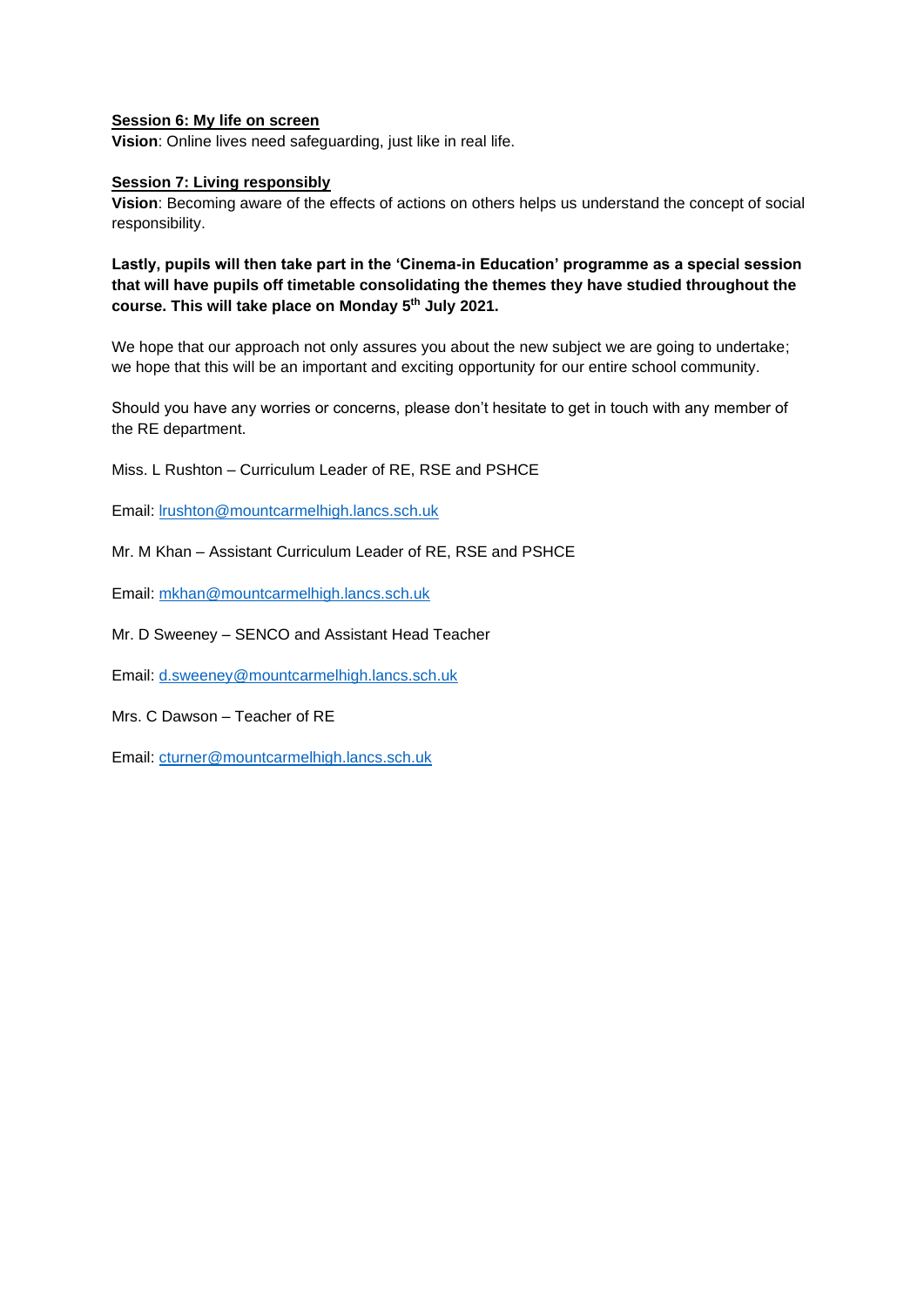**Session 6: My life on screen**

**Vision**: Online lives need safeguarding, just like in real life.

**Session 7: Living responsibly**

**Vision**: Becoming aware of the effects of actions on others helps us understand the concept of social responsibility.

**Lastly, pupils will then take part in the 'Cinema-in Education' programme as a special session that will have pupils off timetable consolidating the themes they have studied throughout the course. This will take place on Monday 5th July 2021.**

We hope that our approach not only assures you about the new subject we are going to undertake; we hope that this will be an important and exciting opportunity for our entire school community.

Should you have any worries or concerns, please don't hesitate to get in touch with any member of the RE department.

Miss. L Rushton – Curriculum Leader of RE, RSE and PSHCE

Email: lrushton@mountcarmelhigh.lancs.sch.uk

Mr. M Khan – Assistant Curriculum Leader of RE, RSE and PSHCE

Email: mkhan@mountcarmelhigh.lancs.sch.uk

Mr. D Sweeney – SENCO and Assistant Head Teacher

Email: d.sweeney@mountcarmelhigh.lancs.sch.uk

Mrs. C Dawson – Teacher of RE

Email: cturner@mountcarmelhigh.lancs.sch.uk